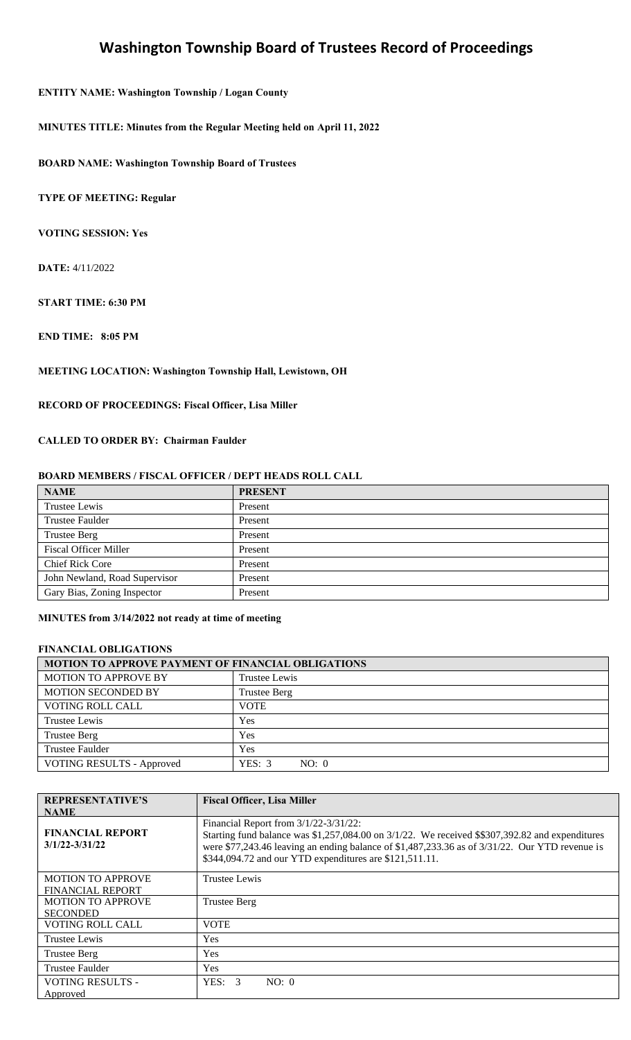# Washington Township Board of Trustees Record of Proceedings

**ENTITY NAME: Washington Township / Logan County**

**MINUTES TITLE: Minutes from the Regular Meeting held on April 11, 2022**

**BOARD NAME: Washington Township Board of Trustees**

**TYPE OF MEETING: Regular**

**VOTING SESSION: Yes**

**DATE:** 4/11/2022

**START TIME: 6:30 PM**

**END TIME: 8:05 PM**

**MEETING LOCATION: Washington Township Hall, Lewistown, OH**

**RECORD OF PROCEEDINGS: Fiscal Officer, Lisa Miller**

**CALLED TO ORDER BY: Chairman Faulder**

**BOARD MEMBERS / FISCAL OFFICER / DEPT HEADS ROLL CALL**

| NAME | PRESENT |
|---|---|
| Trustee Lewis | Present |
| Trustee Faulder | Present |
| Trustee Berg | Present |
| Fiscal Officer Miller | Present |
| Chief Rick Core | Present |
| John Newland, Road Supervisor | Present |
| Gary Bias, Zoning Inspector | Present |

**MINUTES from 3/14/2022 not ready at time of meeting**

**FINANCIAL OBLIGATIONS**

| MOTION TO APPROVE PAYMENT OF FINANCIAL OBLIGATIONS | |
|---|---|
| MOTION TO APPROVE BY | Trustee Lewis |
| MOTION SECONDED BY | Trustee Berg |
| VOTING ROLL CALL | VOTE |
| Trustee Lewis | Yes |
| Trustee Berg | Yes |
| Trustee Faulder | Yes |
| VOTING RESULTS - Approved | YES: 3 NO: 0 |

| REPRESENTATIVE'S NAME | Fiscal Officer, Lisa Miller |
|---|---|
| FINANCIAL REPORT 3/1/22-3/31/22 | Financial Report from 3/1/22-3/31/22: Starting fund balance was $1,257,084.00 on 3/1/22. We received $$307,392.82 and expenditures were $77,243.46 leaving an ending balance of $1,487,233.36 as of 3/31/22. Our YTD revenue is $344,094.72 and our YTD expenditures are $121,511.11. |
| MOTION TO APPROVE FINANCIAL REPORT | Trustee Lewis |
| MOTION TO APPROVE SECONDED | Trustee Berg |
| VOTING ROLL CALL | VOTE |
| Trustee Lewis | Yes |
| Trustee Berg | Yes |
| Trustee Faulder | Yes |
| VOTING RESULTS - Approved | YES: 3 NO: 0 |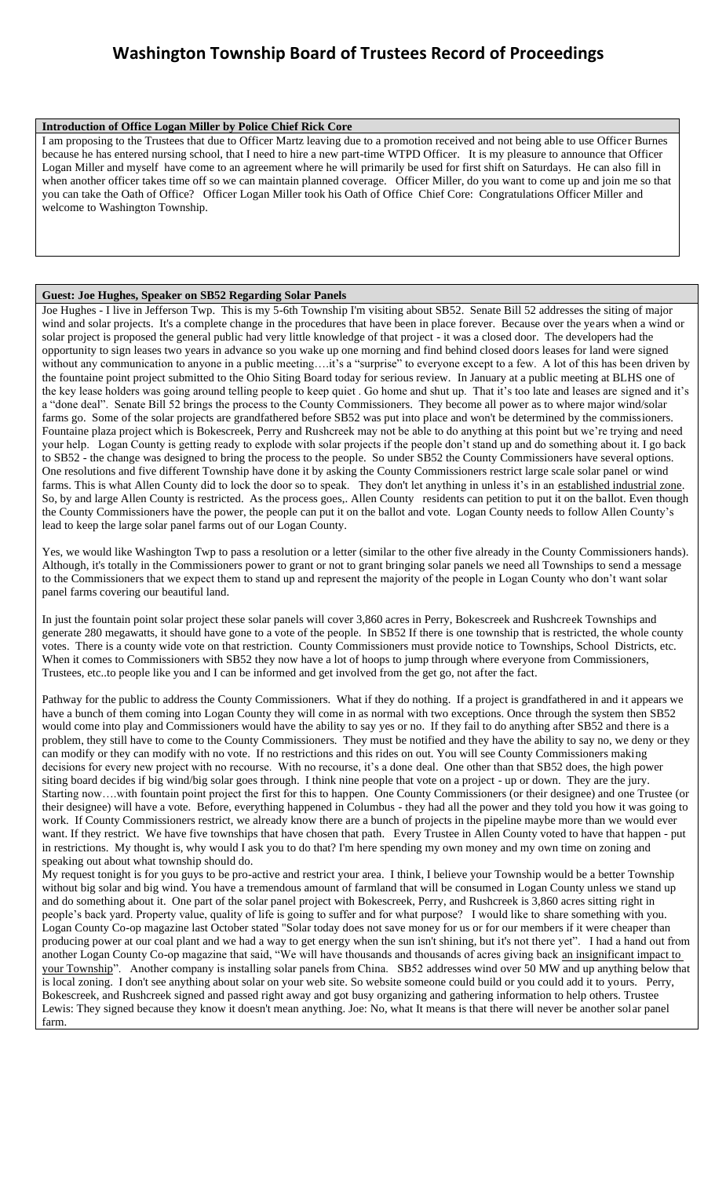# Washington Township Board of Trustees Record of Proceedings

**Introduction of Office Logan Miller by Police Chief Rick Core**

I am proposing to the Trustees that due to Officer Martz leaving due to a promotion received and not being able to use Officer Burnes because he has entered nursing school, that I need to hire a new part-time WTPD Officer. It is my pleasure to announce that Officer Logan Miller and myself have come to an agreement where he will primarily be used for first shift on Saturdays. He can also fill in when another officer takes time off so we can maintain planned coverage. Officer Miller, do you want to come up and join me so that you can take the Oath of Office? Officer Logan Miller took his Oath of Office Chief Core: Congratulations Officer Miller and welcome to Washington Township.

**Guest: Joe Hughes, Speaker on SB52 Regarding Solar Panels**

Joe Hughes - I live in Jefferson Twp. This is my 5-6th Township I'm visiting about SB52. Senate Bill 52 addresses the siting of major wind and solar projects. It's a complete change in the procedures that have been in place forever. Because over the years when a wind or solar project is proposed the general public had very little knowledge of that project - it was a closed door. The developers had the opportunity to sign leases two years in advance so you wake up one morning and find behind closed doors leases for land were signed without any communication to anyone in a public meeting….it's a "surprise" to everyone except to a few. A lot of this has been driven by the fountaine point project submitted to the Ohio Siting Board today for serious review. In January at a public meeting at BLHS one of the key lease holders was going around telling people to keep quiet . Go home and shut up. That it's too late and leases are signed and it's a "done deal". Senate Bill 52 brings the process to the County Commissioners. They become all power as to where major wind/solar farms go. Some of the solar projects are grandfathered before SB52 was put into place and won't be determined by the commissioners. Fountaine plaza project which is Bokescreek, Perry and Rushcreek may not be able to do anything at this point but we're trying and need your help. Logan County is getting ready to explode with solar projects if the people don't stand up and do something about it. I go back to SB52 - the change was designed to bring the process to the people. So under SB52 the County Commissioners have several options. One resolutions and five different Township have done it by asking the County Commissioners restrict large scale solar panel or wind farms. This is what Allen County did to lock the door so to speak. They don't let anything in unless it's in an <u>established industrial zone</u>. So, by and large Allen County is restricted. As the process goes,. Allen County residents can petition to put it on the ballot. Even though the County Commissioners have the power, the people can put it on the ballot and vote. Logan County needs to follow Allen County's lead to keep the large solar panel farms out of our Logan County.

Yes, we would like Washington Twp to pass a resolution or a letter (similar to the other five already in the County Commissioners hands). Although, it's totally in the Commissioners power to grant or not to grant bringing solar panels we need all Townships to send a message to the Commissioners that we expect them to stand up and represent the majority of the people in Logan County who don't want solar panel farms covering our beautiful land.

In just the fountain point solar project these solar panels will cover 3,860 acres in Perry, Bokescreek and Rushcreek Townships and generate 280 megawatts, it should have gone to a vote of the people. In SB52 If there is one township that is restricted, the whole county votes. There is a county wide vote on that restriction. County Commissioners must provide notice to Townships, School Districts, etc. When it comes to Commissioners with SB52 they now have a lot of hoops to jump through where everyone from Commissioners, Trustees, etc..to people like you and I can be informed and get involved from the get go, not after the fact.

Pathway for the public to address the County Commissioners. What if they do nothing. If a project is grandfathered in and it appears we have a bunch of them coming into Logan County they will come in as normal with two exceptions. Once through the system then SB52 would come into play and Commissioners would have the ability to say yes or no. If they fail to do anything after SB52 and there is a problem, they still have to come to the County Commissioners. They must be notified and they have the ability to say no, we deny or they can modify or they can modify with no vote. If no restrictions and this rides on out. You will see County Commissioners making decisions for every new project with no recourse. With no recourse, it's a done deal. One other than that SB52 does, the high power siting board decides if big wind/big solar goes through. I think nine people that vote on a project - up or down. They are the jury. Starting now….with fountain point project the first for this to happen. One County Commissioners (or their designee) and one Trustee (or their designee) will have a vote. Before, everything happened in Columbus - they had all the power and they told you how it was going to work. If County Commissioners restrict, we already know there are a bunch of projects in the pipeline maybe more than we would ever want. If they restrict. We have five townships that have chosen that path. Every Trustee in Allen County voted to have that happen - put in restrictions. My thought is, why would I ask you to do that? I'm here spending my own money and my own time on zoning and speaking out about what township should do.

My request tonight is for you guys to be pro-active and restrict your area. I think, I believe your Township would be a better Township without big solar and big wind. You have a tremendous amount of farmland that will be consumed in Logan County unless we stand up and do something about it. One part of the solar panel project with Bokescreek, Perry, and Rushcreek is 3,860 acres sitting right in people's back yard. Property value, quality of life is going to suffer and for what purpose? I would like to share something with you. Logan County Co-op magazine last October stated "Solar today does not save money for us or for our members if it were cheaper than producing power at our coal plant and we had a way to get energy when the sun isn't shining, but it's not there yet". I had a hand out from another Logan County Co-op magazine that said, "We will have thousands and thousands of acres giving back <u>an insignificant impact to your Township</u>". Another company is installing solar panels from China. SB52 addresses wind over 50 MW and up anything below that is local zoning. I don't see anything about solar on your web site. So website someone could build or you could add it to yours. Perry, Bokescreek, and Rushcreek signed and passed right away and got busy organizing and gathering information to help others. Trustee Lewis: They signed because they know it doesn't mean anything. Joe: No, what It means is that there will never be another solar panel farm.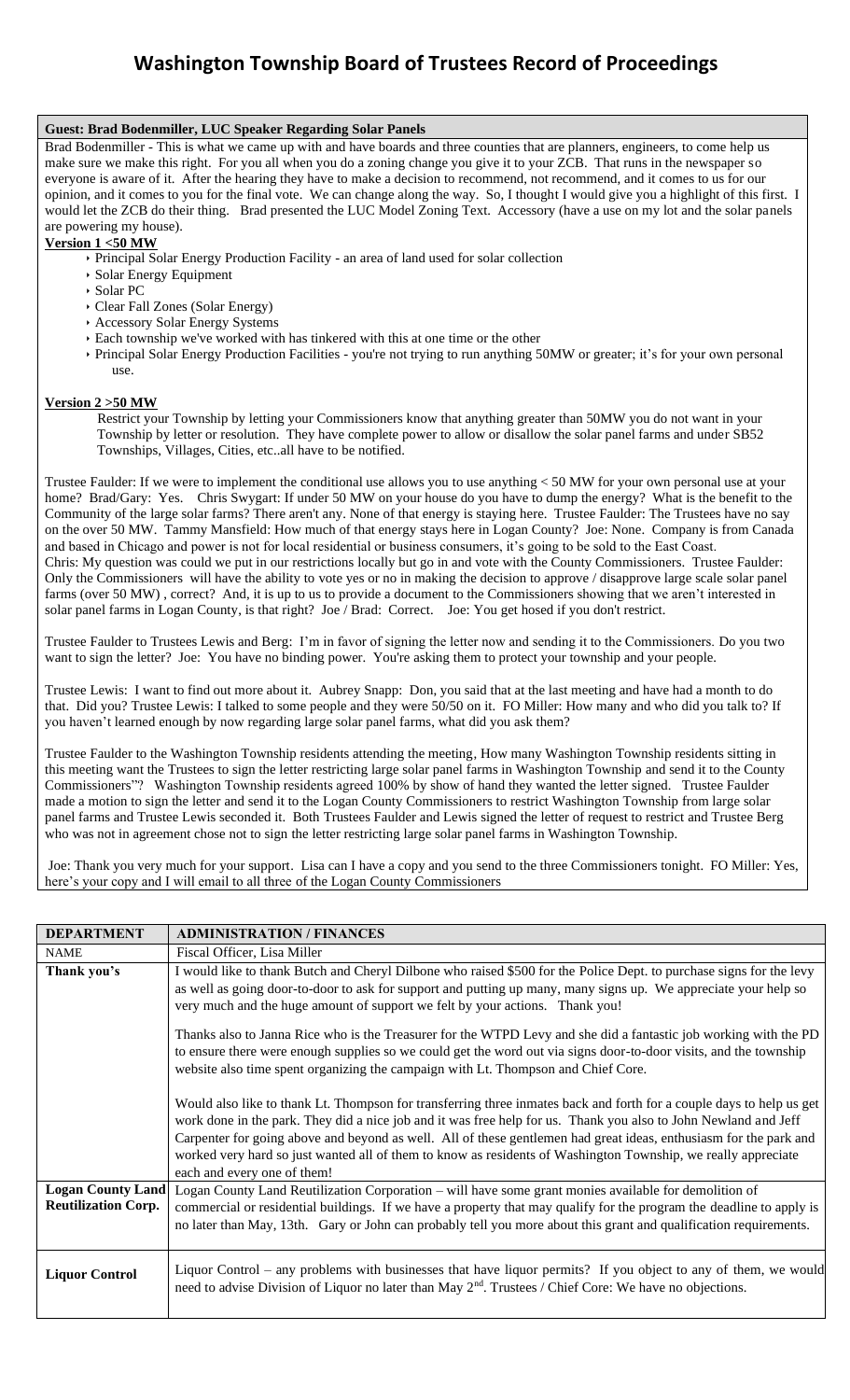# Washington Township Board of Trustees Record of Proceedings

**Guest: Brad Bodenmiller, LUC Speaker Regarding Solar Panels**

Brad Bodenmiller - This is what we came up with and have boards and three counties that are planners, engineers, to come help us make sure we make this right. For you all when you do a zoning change you give it to your ZCB. That runs in the newspaper so everyone is aware of it. After the hearing they have to make a decision to recommend, not recommend, and it comes to us for our opinion, and it comes to you for the final vote. We can change along the way. So, I thought I would give you a highlight of this first. I would let the ZCB do their thing. Brad presented the LUC Model Zoning Text. Accessory (have a use on my lot and the solar panels are powering my house).

**Version 1 <50 MW**

- Principal Solar Energy Production Facility - an area of land used for solar collection
- Solar Energy Equipment
- Solar PC
- Clear Fall Zones (Solar Energy)
- Accessory Solar Energy Systems
- Each township we've worked with has tinkered with this at one time or the other
- Principal Solar Energy Production Facilities - you're not trying to run anything 50MW or greater; it's for your own personal use.

**Version 2 >50 MW**

Restrict your Township by letting your Commissioners know that anything greater than 50MW you do not want in your Township by letter or resolution. They have complete power to allow or disallow the solar panel farms and under SB52 Townships, Villages, Cities, etc..all have to be notified.

Trustee Faulder: If we were to implement the conditional use allows you to use anything < 50 MW for your own personal use at your home? Brad/Gary: Yes. Chris Swygart: If under 50 MW on your house do you have to dump the energy? What is the benefit to the Community of the large solar farms? There aren't any. None of that energy is staying here. Trustee Faulder: The Trustees have no say on the over 50 MW. Tammy Mansfield: How much of that energy stays here in Logan County? Joe: None. Company is from Canada and based in Chicago and power is not for local residential or business consumers, it's going to be sold to the East Coast. Chris: My question was could we put in our restrictions locally but go in and vote with the County Commissioners. Trustee Faulder: Only the Commissioners will have the ability to vote yes or no in making the decision to approve / disapprove large scale solar panel farms (over 50 MW) , correct? And, it is up to us to provide a document to the Commissioners showing that we aren't interested in solar panel farms in Logan County, is that right? Joe / Brad: Correct. Joe: You get hosed if you don't restrict.

Trustee Faulder to Trustees Lewis and Berg: I'm in favor of signing the letter now and sending it to the Commissioners. Do you two want to sign the letter? Joe: You have no binding power. You're asking them to protect your township and your people.

Trustee Lewis: I want to find out more about it. Aubrey Snapp: Don, you said that at the last meeting and have had a month to do that. Did you? Trustee Lewis: I talked to some people and they were 50/50 on it. FO Miller: How many and who did you talk to? If you haven't learned enough by now regarding large solar panel farms, what did you ask them?

Trustee Faulder to the Washington Township residents attending the meeting, How many Washington Township residents sitting in this meeting want the Trustees to sign the letter restricting large solar panel farms in Washington Township and send it to the County Commissioners"? Washington Township residents agreed 100% by show of hand they wanted the letter signed. Trustee Faulder made a motion to sign the letter and send it to the Logan County Commissioners to restrict Washington Township from large solar panel farms and Trustee Lewis seconded it. Both Trustees Faulder and Lewis signed the letter of request to restrict and Trustee Berg who was not in agreement chose not to sign the letter restricting large solar panel farms in Washington Township.

Joe: Thank you very much for your support. Lisa can I have a copy and you send to the three Commissioners tonight. FO Miller: Yes, here's your copy and I will email to all three of the Logan County Commissioners

| DEPARTMENT | ADMINISTRATION / FINANCES |
|---|---|
| NAME | Fiscal Officer, Lisa Miller |
| **Thank you's** | I would like to thank Butch and Cheryl Dilbone who raised $500 for the Police Dept. to purchase signs for the levy as well as going door-to-door to ask for support and putting up many, many signs up. We appreciate your help so very much and the huge amount of support we felt by your actions. Thank you!<br><br>Thanks also to Janna Rice who is the Treasurer for the WTPD Levy and she did a fantastic job working with the PD to ensure there were enough supplies so we could get the word out via signs door-to-door visits, and the township website also time spent organizing the campaign with Lt. Thompson and Chief Core.<br><br>Would also like to thank Lt. Thompson for transferring three inmates back and forth for a couple days to help us get work done in the park. They did a nice job and it was free help for us. Thank you also to John Newland and Jeff Carpenter for going above and beyond as well. All of these gentlemen had great ideas, enthusiasm for the park and worked very hard so just wanted all of them to know as residents of Washington Township, we really appreciate each and every one of them! |
| **Logan County Land Reutilization Corp.** | Logan County Land Reutilization Corporation – will have some grant monies available for demolition of commercial or residential buildings. If we have a property that may qualify for the program the deadline to apply is no later than May, 13th. Gary or John can probably tell you more about this grant and qualification requirements. |
| **Liquor Control** | Liquor Control – any problems with businesses that have liquor permits? If you object to any of them, we would need to advise Division of Liquor no later than May 2nd. Trustees / Chief Core: We have no objections. |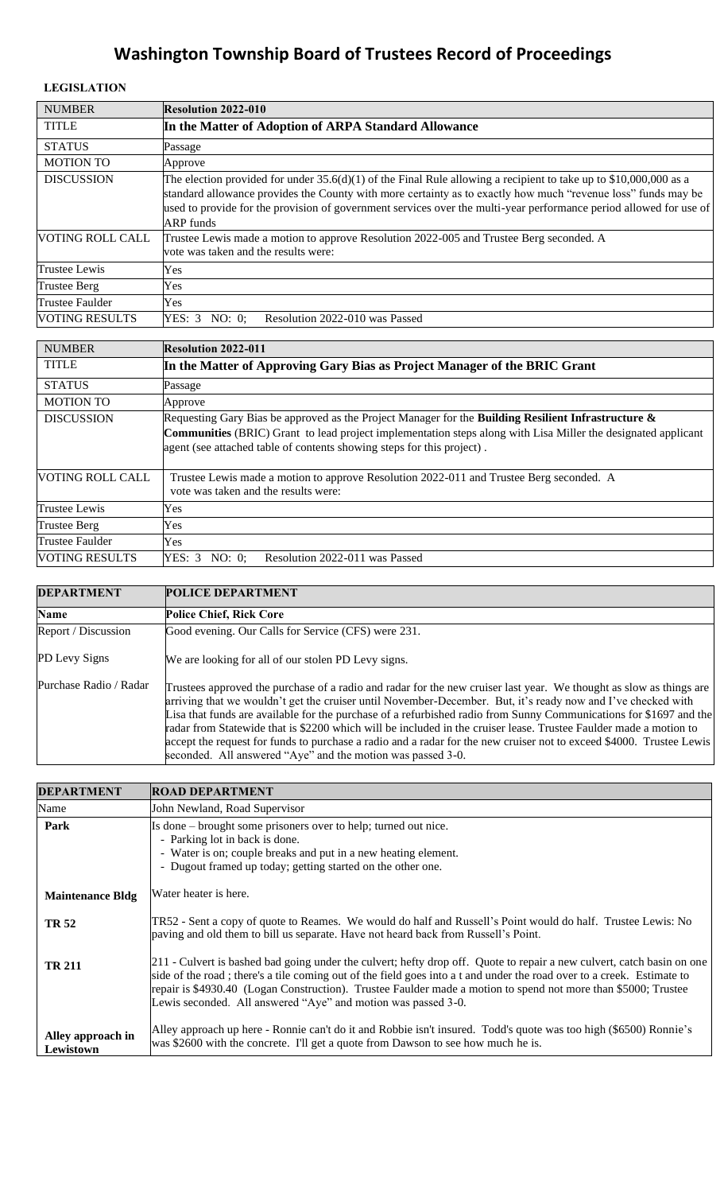# Washington Township Board of Trustees Record of Proceedings

**LEGISLATION**

| NUMBER | **Resolution 2022-010** |
|---|---|
| TITLE | **In the Matter of Adoption of ARPA Standard Allowance** |
| STATUS | Passage |
| MOTION TO | Approve |
| DISCUSSION | The election provided for under 35.6(d)(1) of the Final Rule allowing a recipient to take up to $10,000,000 as a standard allowance provides the County with more certainty as to exactly how much "revenue loss" funds may be used to provide for the provision of government services over the multi-year performance period allowed for use of ARP funds |
| VOTING ROLL CALL | Trustee Lewis made a motion to approve Resolution 2022-005 and Trustee Berg seconded. A vote was taken and the results were: |
| Trustee Lewis | Yes |
| Trustee Berg | Yes |
| Trustee Faulder | Yes |
| VOTING RESULTS | YES: 3 NO: 0; Resolution 2022-010 was Passed |

| NUMBER | **Resolution 2022-011** |
|---|---|
| TITLE | **In the Matter of Approving Gary Bias as Project Manager of the BRIC Grant** |
| STATUS | Passage |
| MOTION TO | Approve |
| DISCUSSION | Requesting Gary Bias be approved as the Project Manager for the **Building Resilient Infrastructure & Communities** (BRIC) Grant to lead project implementation steps along with Lisa Miller the designated applicant agent (see attached table of contents showing steps for this project) . |
| VOTING ROLL CALL | Trustee Lewis made a motion to approve Resolution 2022-011 and Trustee Berg seconded. A vote was taken and the results were: |
| Trustee Lewis | Yes |
| Trustee Berg | Yes |
| Trustee Faulder | Yes |
| VOTING RESULTS | YES: 3 NO: 0; Resolution 2022-011 was Passed |

| **DEPARTMENT** | **POLICE DEPARTMENT** |
|---|---|
| **Name** | **Police Chief, Rick Core** |
| Report / Discussion | Good evening. Our Calls for Service (CFS) were 231. |
| PD Levy Signs | We are looking for all of our stolen PD Levy signs. |
| Purchase Radio / Radar | Trustees approved the purchase of a radio and radar for the new cruiser last year. We thought as slow as things are arriving that we wouldn't get the cruiser until November-December. But, it's ready now and I've checked with Lisa that funds are available for the purchase of a refurbished radio from Sunny Communications for $1697 and the radar from Statewide that is $2200 which will be included in the cruiser lease. Trustee Faulder made a motion to accept the request for funds to purchase a radio and a radar for the new cruiser not to exceed $4000. Trustee Lewis seconded. All answered "Aye" and the motion was passed 3-0. |

| **DEPARTMENT** | **ROAD DEPARTMENT** |
|---|---|
| Name | John Newland, Road Supervisor |
| **Park** | Is done – brought some prisoners over to help; turned out nice.<br>- Parking lot in back is done.<br>- Water is on; couple breaks and put in a new heating element.<br>- Dugout framed up today; getting started on the other one. |
| **Maintenance Bldg** | Water heater is here. |
| **TR 52** | TR52 - Sent a copy of quote to Reames. We would do half and Russell's Point would do half. Trustee Lewis: No paving and old them to bill us separate. Have not heard back from Russell's Point. |
| **TR 211** | 211 - Culvert is bashed bad going under the culvert; hefty drop off. Quote to repair a new culvert, catch basin on one side of the road ; there's a tile coming out of the field goes into a t and under the road over to a creek. Estimate to repair is $4930.40 (Logan Construction). Trustee Faulder made a motion to spend not more than $5000; Trustee Lewis seconded. All answered "Aye" and motion was passed 3-0. |
| **Alley approach in Lewistown** | Alley approach up here - Ronnie can't do it and Robbie isn't insured. Todd's quote was too high ($6500) Ronnie's was $2600 with the concrete. I'll get a quote from Dawson to see how much he is. |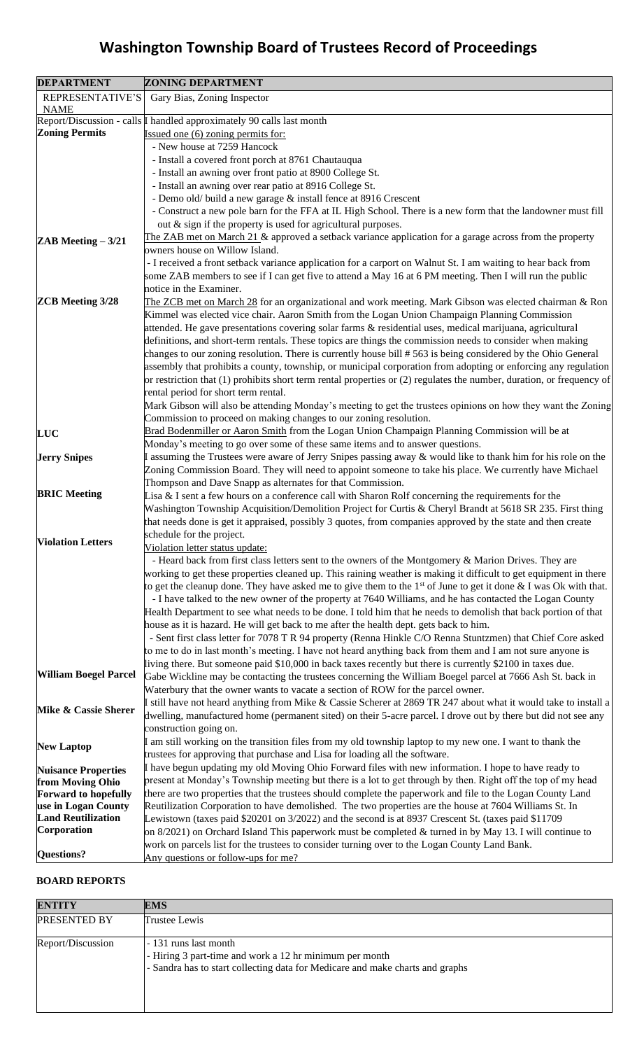# Washington Township Board of Trustees Record of Proceedings

| DEPARTMENT | ZONING DEPARTMENT |
|---|---|
| REPRESENTATIVE'S NAME | Gary Bias, Zoning Inspector |
| Report/Discussion - calls | I handled approximately 90 calls last month |
| **Zoning Permits** | Issued one (6) zoning permits for:<br>- New house at 7259 Hancock<br>- Install a covered front porch at 8761 Chautauqua<br>- Install an awning over front patio at 8900 College St.<br>- Install an awning over rear patio at 8916 College St.<br>- Demo old/ build a new garage & install fence at 8916 Crescent<br>- Construct a new pole barn for the FFA at IL High School. There is a new form that the landowner must fill out & sign if the property is used for agricultural purposes. |
| **ZAB Meeting – 3/21** | The ZAB met on March 21 & approved a setback variance application for a garage across from the property owners house on Willow Island.<br>- I received a front setback variance application for a carport on Walnut St. I am waiting to hear back from some ZAB members to see if I can get five to attend a May 16 at 6 PM meeting. Then I will run the public notice in the Examiner. |
| **ZCB Meeting 3/28** | The ZCB met on March 28 for an organizational and work meeting. Mark Gibson was elected chairman & Ron Kimmel was elected vice chair. Aaron Smith from the Logan Union Champaign Planning Commission attended. He gave presentations covering solar farms & residential uses, medical marijuana, agricultural definitions, and short-term rentals. These topics are things the commission needs to consider when making changes to our zoning resolution. There is currently house bill # 563 is being considered by the Ohio General assembly that prohibits a county, township, or municipal corporation from adopting or enforcing any regulation or restriction that (1) prohibits short term rental properties or (2) regulates the number, duration, or frequency of rental period for short term rental.<br>Mark Gibson will also be attending Monday's meeting to get the trustees opinions on how they want the Zoning Commission to proceed on making changes to our zoning resolution. |
| **LUC** | Brad Bodenmiller or Aaron Smith from the Logan Union Champaign Planning Commission will be at Monday's meeting to go over some of these same items and to answer questions. |
| **Jerry Snipes** | I assuming the Trustees were aware of Jerry Snipes passing away & would like to thank him for his role on the Zoning Commission Board. They will need to appoint someone to take his place. We currently have Michael Thompson and Dave Snapp as alternates for that Commission. |
| **BRIC Meeting** | Lisa & I sent a few hours on a conference call with Sharon Rolf concerning the requirements for the Washington Township Acquisition/Demolition Project for Curtis & Cheryl Brandt at 5618 SR 235. First thing that needs done is get it appraised, possibly 3 quotes, from companies approved by the state and then create schedule for the project. |
| **Violation Letters** | Violation letter status update:<br>- Heard back from first class letters sent to the owners of the Montgomery & Marion Drives. They are working to get these properties cleaned up. This raining weather is making it difficult to get equipment in there to get the cleanup done. They have asked me to give them to the 1st of June to get it done & I was Ok with that.<br>- I have talked to the new owner of the property at 7640 Williams, and he has contacted the Logan County Health Department to see what needs to be done. I told him that he needs to demolish that back portion of that house as it is hazard. He will get back to me after the health dept. gets back to him.<br>- Sent first class letter for 7078 T R 94 property (Renna Hinkle C/O Renna Stuntzmen) that Chief Core asked to me to do in last month's meeting. I have not heard anything back from them and I am not sure anyone is living there. But someone paid $10,000 in back taxes recently but there is currently $2100 in taxes due. |
| **William Boegel Parcel** | Gabe Wickline may be contacting the trustees concerning the William Boegel parcel at 7666 Ash St. back in Waterbury that the owner wants to vacate a section of ROW for the parcel owner. |
| **Mike & Cassie Sherer** | I still have not heard anything from Mike & Cassie Scherer at 2869 TR 247 about what it would take to install a dwelling, manufactured home (permanent sited) on their 5-acre parcel. I drove out by there but did not see any construction going on. |
| **New Laptop** | I am still working on the transition files from my old township laptop to my new one. I want to thank the trustees for approving that purchase and Lisa for loading all the software. |
| **Nuisance Properties from Moving Ohio Forward to hopefully use in Logan County Land Reutilization Corporation** | I have begun updating my old Moving Ohio Forward files with new information. I hope to have ready to present at Monday's Township meeting but there is a lot to get through by then. Right off the top of my head there are two properties that the trustees should complete the paperwork and file to the Logan County Land Reutilization Corporation to have demolished. The two properties are the house at 7604 Williams St. In Lewistown (taxes paid $20201 on 3/2022) and the second is at 8937 Crescent St. (taxes paid $11709 on 8/2021) on Orchard Island This paperwork must be completed & turned in by May 13. I will continue to work on parcels list for the trustees to consider turning over to the Logan County Land Bank. |
| **Questions?** | Any questions or follow-ups for me? |

## BOARD REPORTS

| ENTITY | EMS |
|---|---|
| PRESENTED BY | Trustee Lewis |
| Report/Discussion | - 131 runs last month<br>- Hiring 3 part-time and work a 12 hr minimum per month<br>- Sandra has to start collecting data for Medicare and make charts and graphs |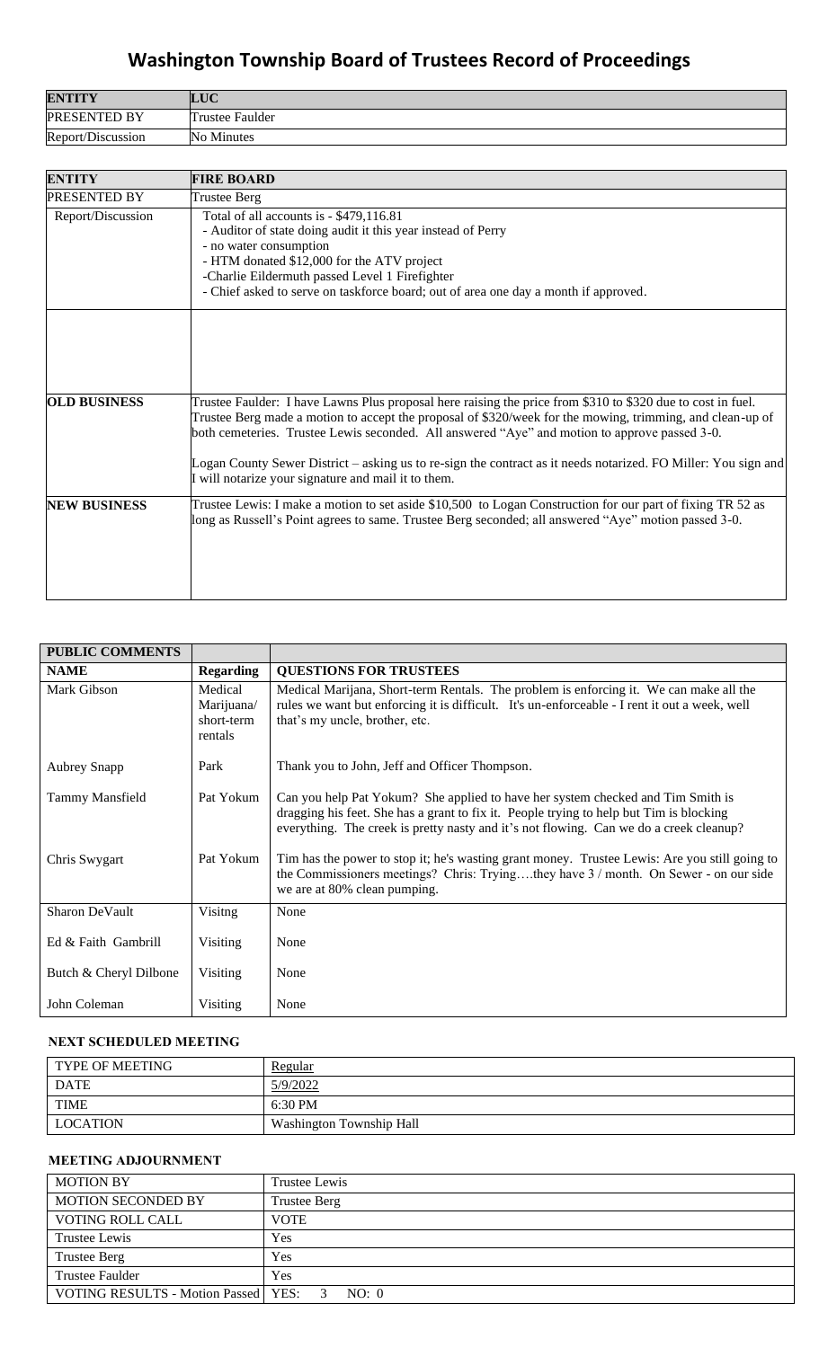# Washington Township Board of Trustees Record of Proceedings

| ENTITY | LUC |
|---|---|
| PRESENTED BY | Trustee Faulder |
| Report/Discussion | No Minutes |

| ENTITY | FIRE BOARD |
|---|---|
| PRESENTED BY | Trustee Berg |
| Report/Discussion | Total of all accounts is - $479,116.81<br>- Auditor of state doing audit it this year instead of Perry<br>- no water consumption<br>- HTM donated $12,000 for the ATV project<br>-Charlie Eildermuth passed Level 1 Firefighter<br>- Chief asked to serve on taskforce board; out of area one day a month if approved. |
| OLD BUSINESS | Trustee Faulder: I have Lawns Plus proposal here raising the price from $310 to $320 due to cost in fuel. Trustee Berg made a motion to accept the proposal of $320/week for the mowing, trimming, and clean-up of both cemeteries. Trustee Lewis seconded. All answered "Aye" and motion to approve passed 3-0.<br><br>Logan County Sewer District – asking us to re-sign the contract as it needs notarized. FO Miller: You sign and I will notarize your signature and mail it to them. |
| NEW BUSINESS | Trustee Lewis: I make a motion to set aside $10,500 to Logan Construction for our part of fixing TR 52 as long as Russell's Point agrees to same. Trustee Berg seconded; all answered "Aye" motion passed 3-0. |

| PUBLIC COMMENTS | | |
|---|---|---|
| **NAME** | **Regarding** | **QUESTIONS FOR TRUSTEES** |
| Mark Gibson | Medical Marijuana/ short-term rentals | Medical Marijana, Short-term Rentals. The problem is enforcing it. We can make all the rules we want but enforcing it is difficult. It's un-enforceable - I rent it out a week, well that's my uncle, brother, etc. |
| Aubrey Snapp | Park | Thank you to John, Jeff and Officer Thompson. |
| Tammy Mansfield | Pat Yokum | Can you help Pat Yokum? She applied to have her system checked and Tim Smith is dragging his feet. She has a grant to fix it. People trying to help but Tim is blocking everything. The creek is pretty nasty and it's not flowing. Can we do a creek cleanup? |
| Chris Swygart | Pat Yokum | Tim has the power to stop it; he's wasting grant money. Trustee Lewis: Are you still going to the Commissioners meetings? Chris: Trying….they have 3 / month. On Sewer - on our side we are at 80% clean pumping. |
| Sharon DeVault | Visitng | None |
| Ed & Faith Gambrill | Visiting | None |
| Butch & Cheryl Dilbone | Visiting | None |
| John Coleman | Visiting | None |

## NEXT SCHEDULED MEETING

| TYPE OF MEETING | Regular |
|---|---|
| DATE | 5/9/2022 |
| TIME | 6:30 PM |
| LOCATION | Washington Township Hall |

## MEETING ADJOURNMENT

| MOTION BY | Trustee Lewis |
|---|---|
| MOTION SECONDED BY | Trustee Berg |
| VOTING ROLL CALL | VOTE |
| Trustee Lewis | Yes |
| Trustee Berg | Yes |
| Trustee Faulder | Yes |
| VOTING RESULTS - Motion Passed | YES: 3 NO: 0 |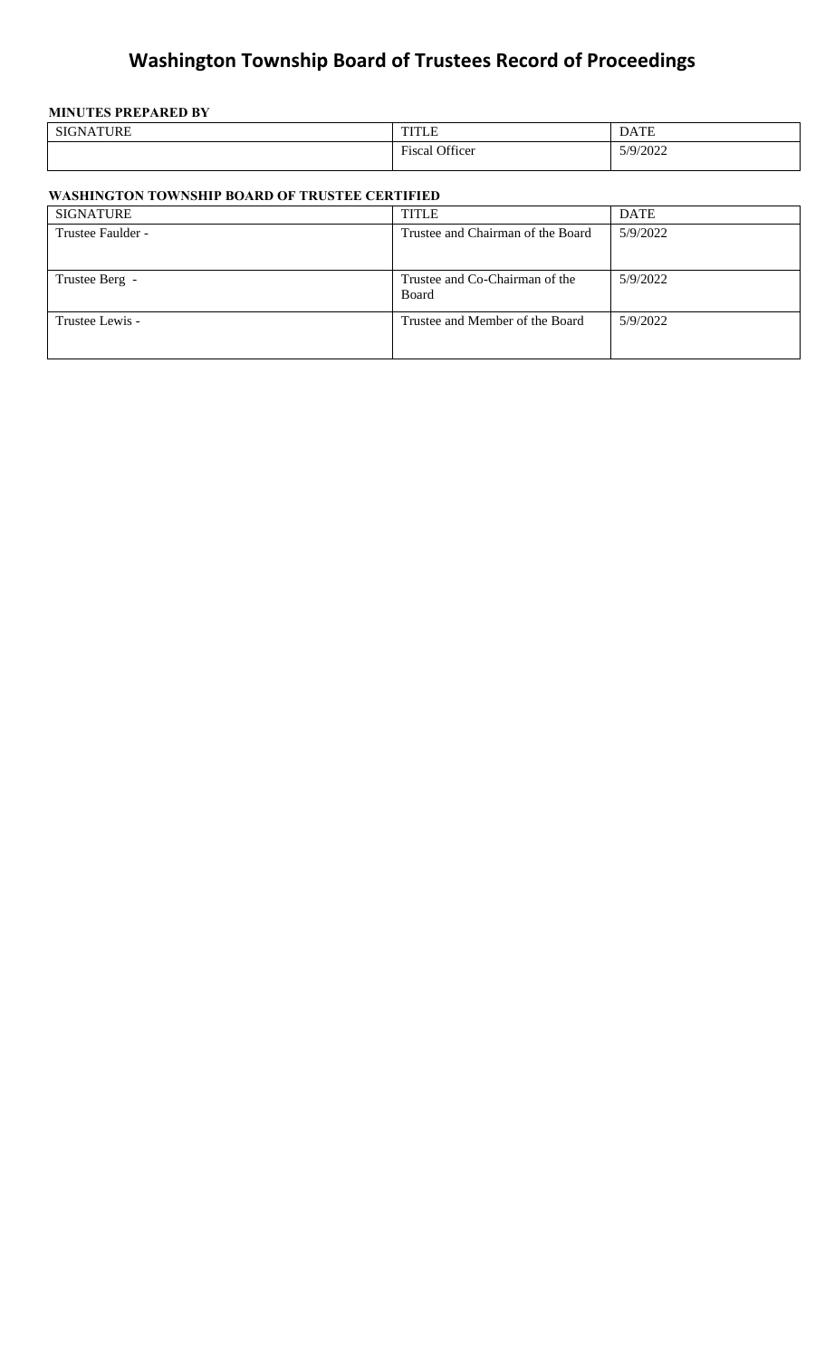# Washington Township Board of Trustees Record of Proceedings

**MINUTES PREPARED BY**

| SIGNATURE | TITLE | DATE |
|---|---|---|
| | Fiscal Officer | 5/9/2022 |

**WASHINGTON TOWNSHIP BOARD OF TRUSTEE CERTIFIED**

| SIGNATURE | TITLE | DATE |
|---|---|---|
| Trustee Faulder - | Trustee and Chairman of the Board | 5/9/2022 |
| Trustee Berg - | Trustee and Co-Chairman of the Board | 5/9/2022 |
| Trustee Lewis - | Trustee and Member of the Board | 5/9/2022 |